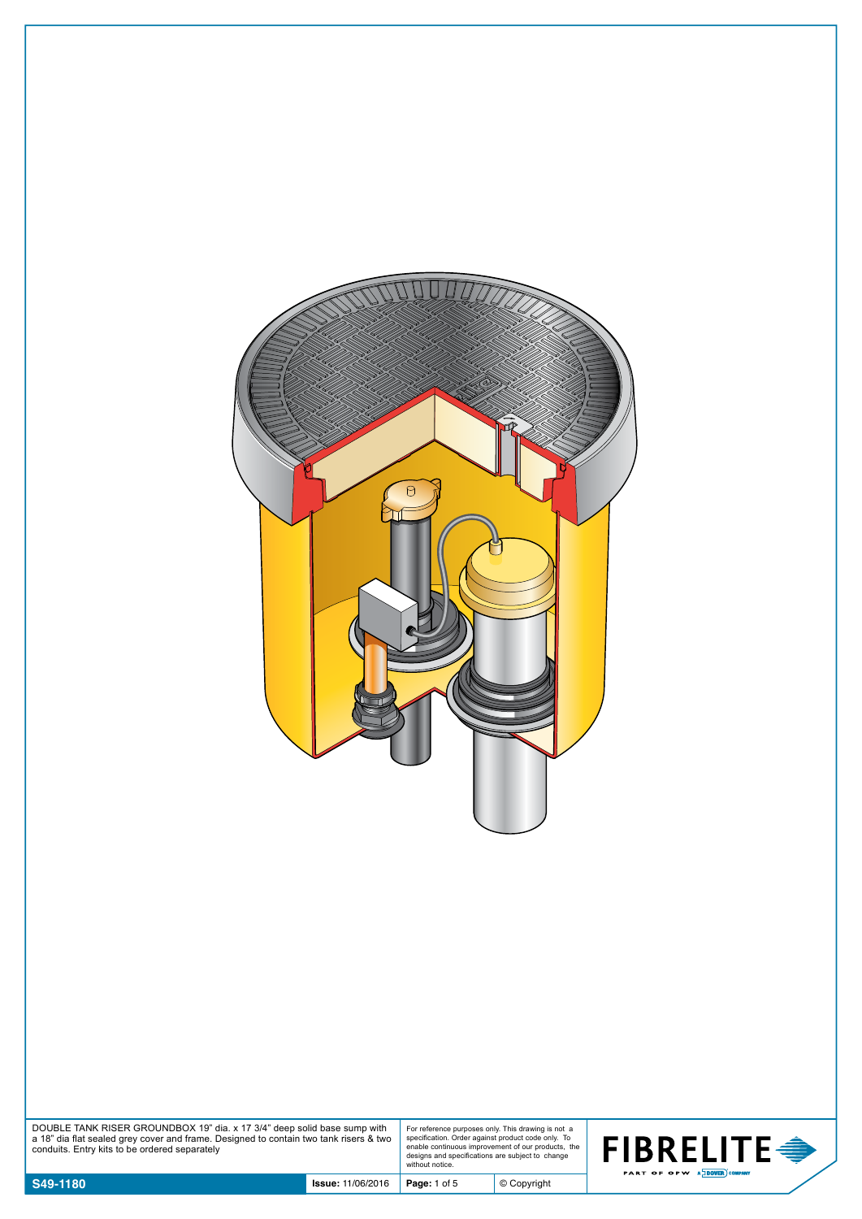DOUBLE TANK RISER GROUNDBOX 19" dia. x 17 3/4" deep solid base sump with a 18" dia flat sealed grey cover and frame. Designed to contain two tank risers & two conduits. Entry kits to be ordered separately

For reference purposes only. This drawing is not a specification. Order against product code only. To enable continuous improvement of our products, the designs and specifications are subject to change without notice.

FIBRELITE PART OF OPW A DOVER COMPANY

**S49-1180** | **Issue:** 11/06/2016 | © Copyright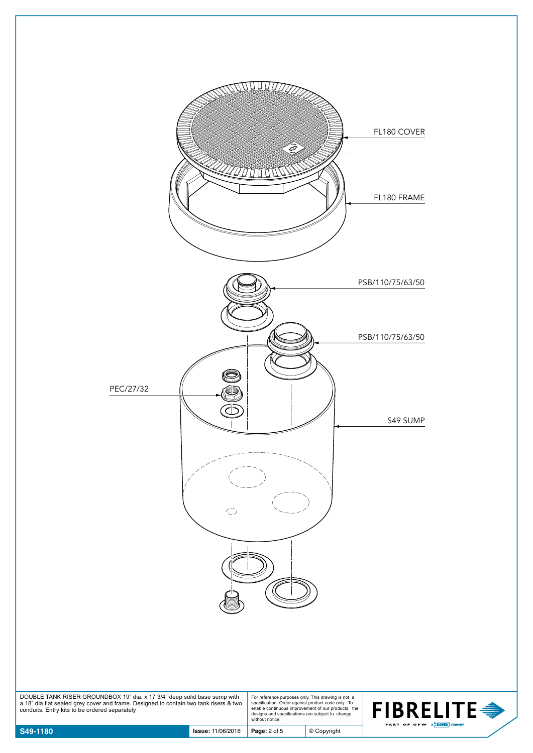FL180 COVER

FL180 FRAME

PSB/110/75/63/50

PSB/110/75/63/50

PEC/27/32

S49 SUMP

DOUBLE TANK RISER GROUNDBOX 19" dia. x 17 3/4" deep solid base sump with a 18" dia flat sealed grey cover and frame. Designed to contain two tank risers & two conduits. Entry kits to be ordered separately

For reference purposes only. This drawing is not a specification. Order against product code only. To enable continuous improvement of our products, the designs and specifications are subject to change without notice.

**S49-1180** | **Issue:** 11/06/2016 | © Copyright

FIBRELITE PART OF OPW A DOVER COMPANY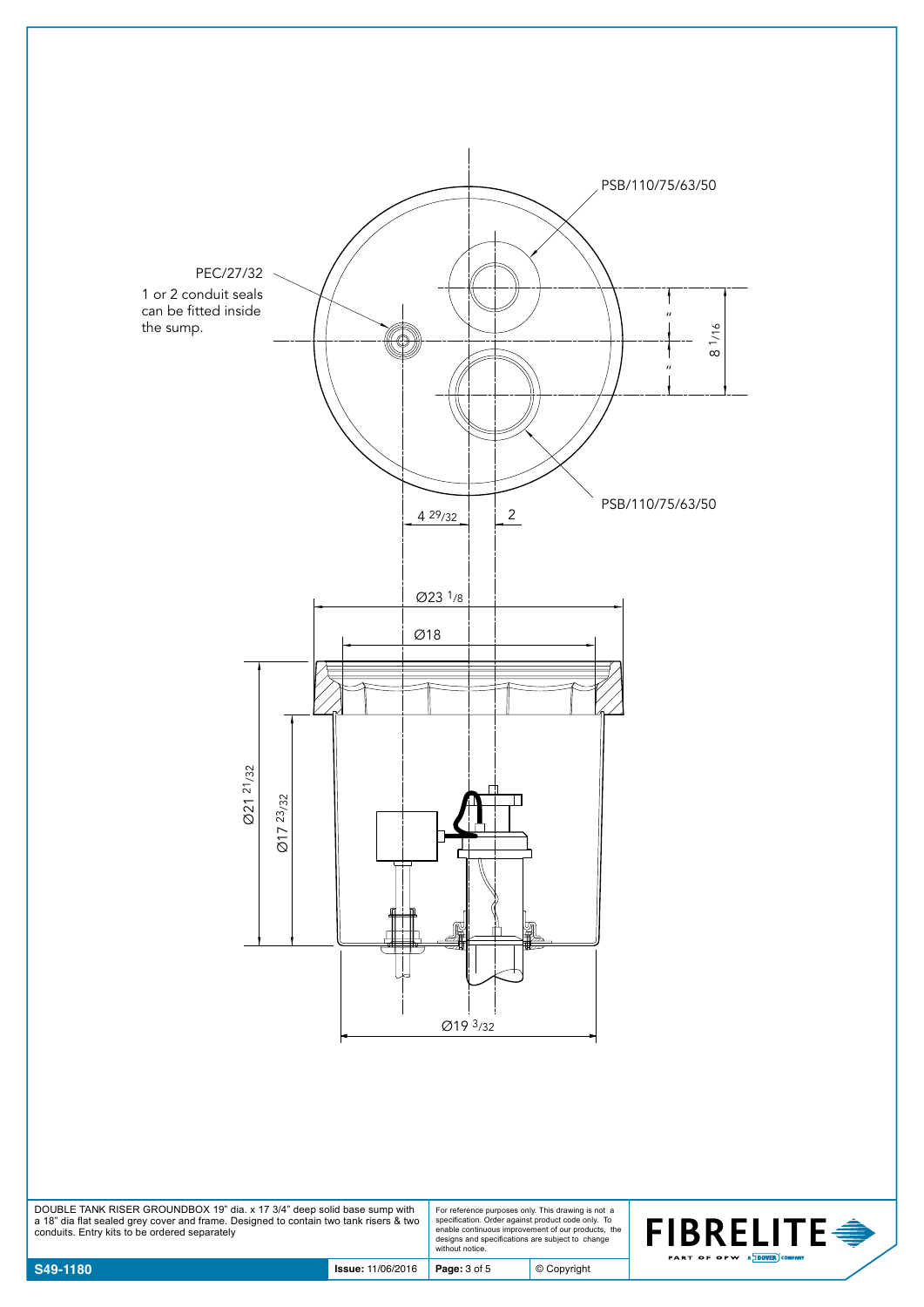PSB/110/75/63/50

PEC/27/32

1 or 2 conduit seals can be fitted inside the sump.

$8\ 1/16$

"

"

PSB/110/75/63/50

$4\ 29/32$

2

Ø23 1/8

Ø18

Ø21 21/32

Ø17 23/32

Ø19 3/32

DOUBLE TANK RISER GROUNDBOX 19" dia. x 17 3/4" deep solid base sump with a 18" dia flat sealed grey cover and frame. Designed to contain two tank risers & two conduits. Entry kits to be ordered separately

For reference purposes only. This drawing is not a specification. Order against product code only. To enable continuous improvement of our products, the designs and specifications are subject to change without notice.

FIBRELITE

PART OF OPW A DOVER COMPANY

| S49-1180 | Issue: 11/06/2016 | Page: 3 of 5 | © Copyright |
|---|---|---|---|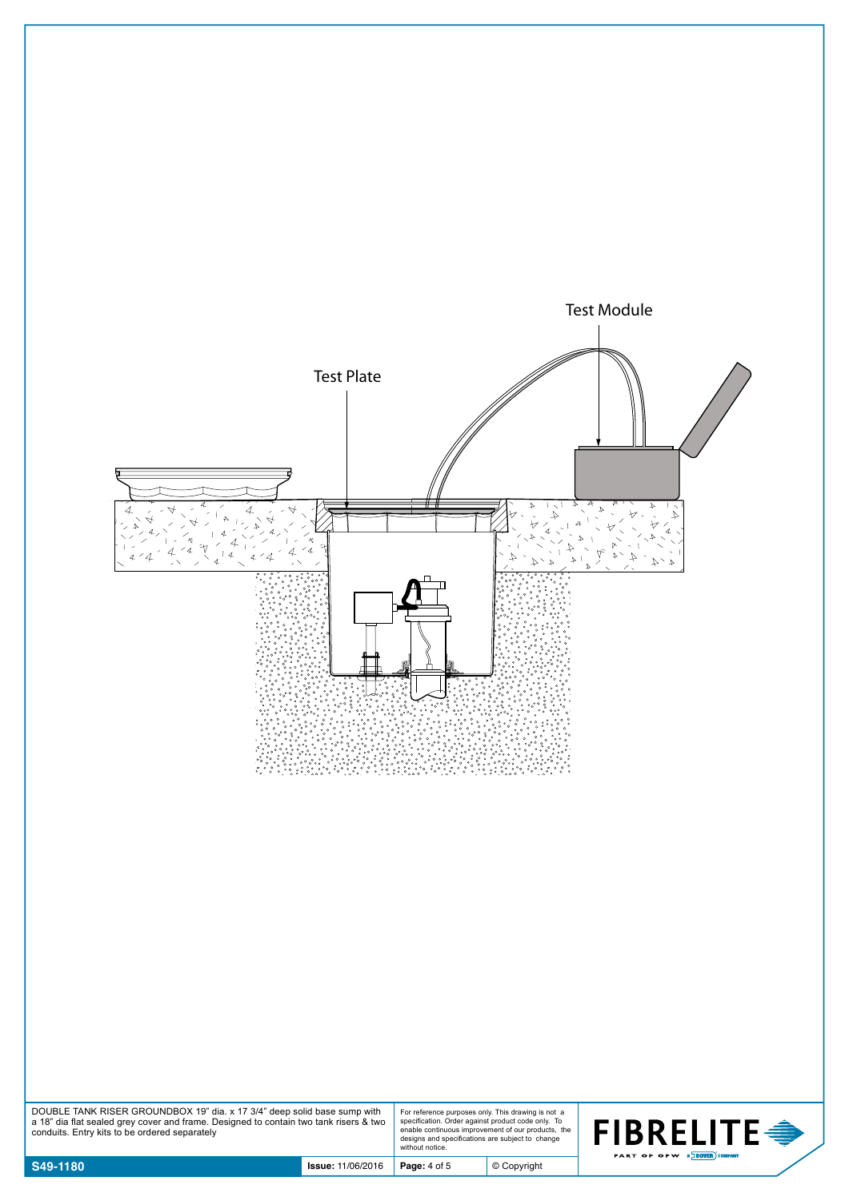Test Module

Test Plate

DOUBLE TANK RISER GROUNDBOX 19" dia. x 17 3/4" deep solid base sump with a 18" dia flat sealed grey cover and frame. Designed to contain two tank risers & two conduits. Entry kits to be ordered separately

For reference purposes only. This drawing is not a specification. Order against product code only. To enable continuous improvement of our products, the designs and specifications are subject to change without notice.

FIBRELITE PART OF OPW A DOVER COMPANY

| S49-1180 | **Issue:** 11/06/2016 | **Page:** 4 of 5 | © Copyright |
| --- | --- | --- | --- |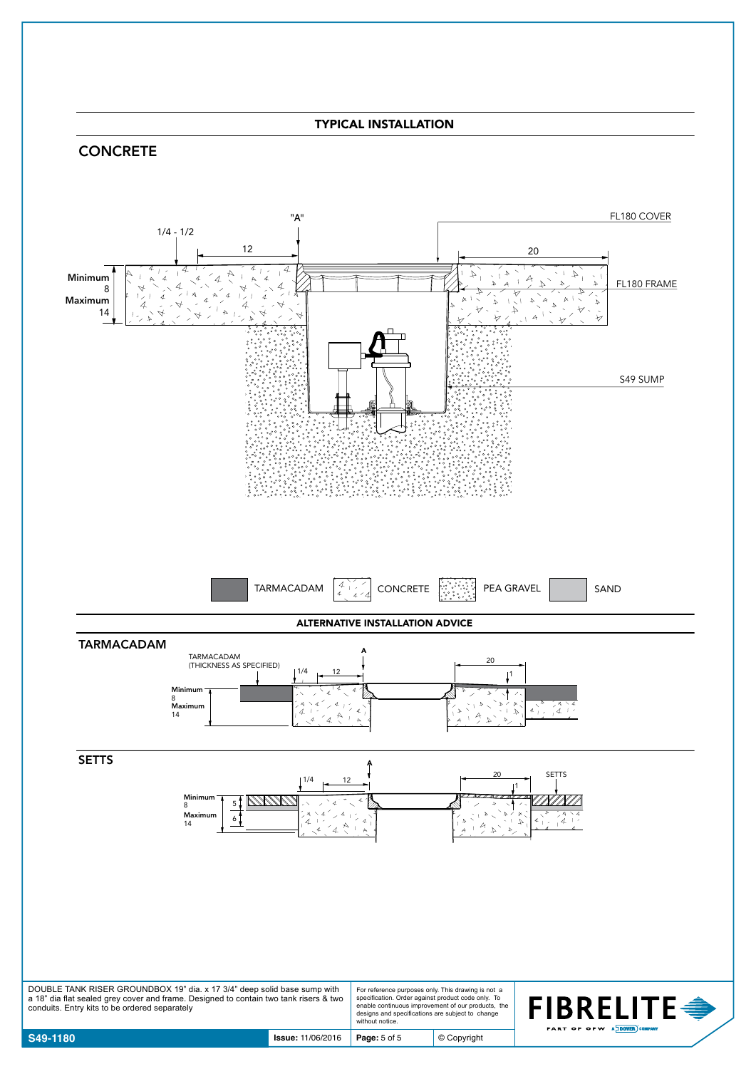## TYPICAL INSTALLATION

### CONCRETE

"A"

FL180 COVER

1/4 - 1/2

12

20

**Minimum**
8
**Maximum**
14

FL180 FRAME

S49 SUMP

TARMACADAM

CONCRETE

PEA GRAVEL

SAND

## ALTERNATIVE INSTALLATION ADVICE

### TARMACADAM

TARMACADAM
(THICKNESS AS SPECIFIED)

A

1/4

12

20

1

**Minimum**
8
**Maximum**
14

### SETTS

A

1/4

12

20

SETTS

1

**Minimum**
8
**Maximum**
14

5

6

DOUBLE TANK RISER GROUNDBOX 19" dia. x 17 3/4" deep solid base sump with a 18" dia flat sealed grey cover and frame. Designed to contain two tank risers & two conduits. Entry kits to be ordered separately

For reference purposes only. This drawing is not a specification. Order against product code only. To enable continuous improvement of our products, the designs and specifications are subject to change without notice.

**FIBRELITE**
PART OF OPW A DOVER COMPANY

**S49-1180** | **Issue:** 11/06/2016 | © Copyright